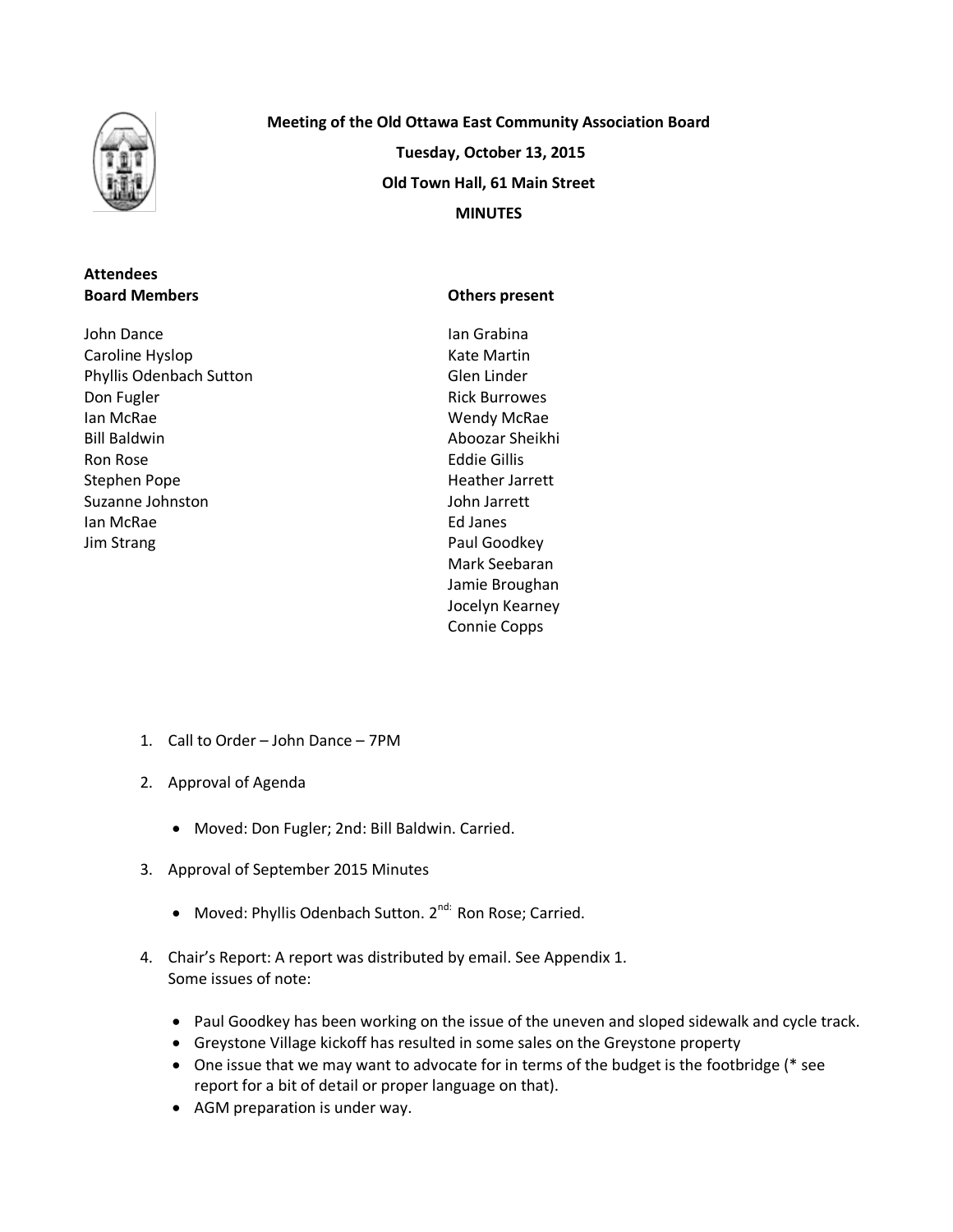**Meeting of the Old Ottawa East Community Association Board**

**Tuesday, October 13, 2015**

**Old Town Hall, 61 Main Street**

**MINUTES**

**Attendees**

| **Board Members** | **Others present** |
| --- | --- |
| John Dance | Ian Grabina |
| Caroline Hyslop | Kate Martin |
| Phyllis Odenbach Sutton | Glen Linder |
| Don Fugler | Rick Burrowes |
| Ian McRae | Wendy McRae |
| Bill Baldwin | Aboozar Sheikhi |
| Ron Rose | Eddie Gillis |
| Stephen Pope | Heather Jarrett |
| Suzanne Johnston | John Jarrett |
| Ian McRae | Ed Janes |
| Jim Strang | Paul Goodkey |
| | Mark Seebaran |
| | Jamie Broughan |
| | Jocelyn Kearney |
| | Connie Copps |

1. Call to Order – John Dance – 7PM

2. Approval of Agenda

   - Moved: Don Fugler; 2nd: Bill Baldwin. Carried.

3. Approval of September 2015 Minutes

   - Moved: Phyllis Odenbach Sutton. 2nd: Ron Rose; Carried.

4. Chair's Report: A report was distributed by email. See Appendix 1.
   Some issues of note:

   - Paul Goodkey has been working on the issue of the uneven and sloped sidewalk and cycle track.
   - Greystone Village kickoff has resulted in some sales on the Greystone property
   - One issue that we may want to advocate for in terms of the budget is the footbridge (* see report for a bit of detail or proper language on that).
   - AGM preparation is under way.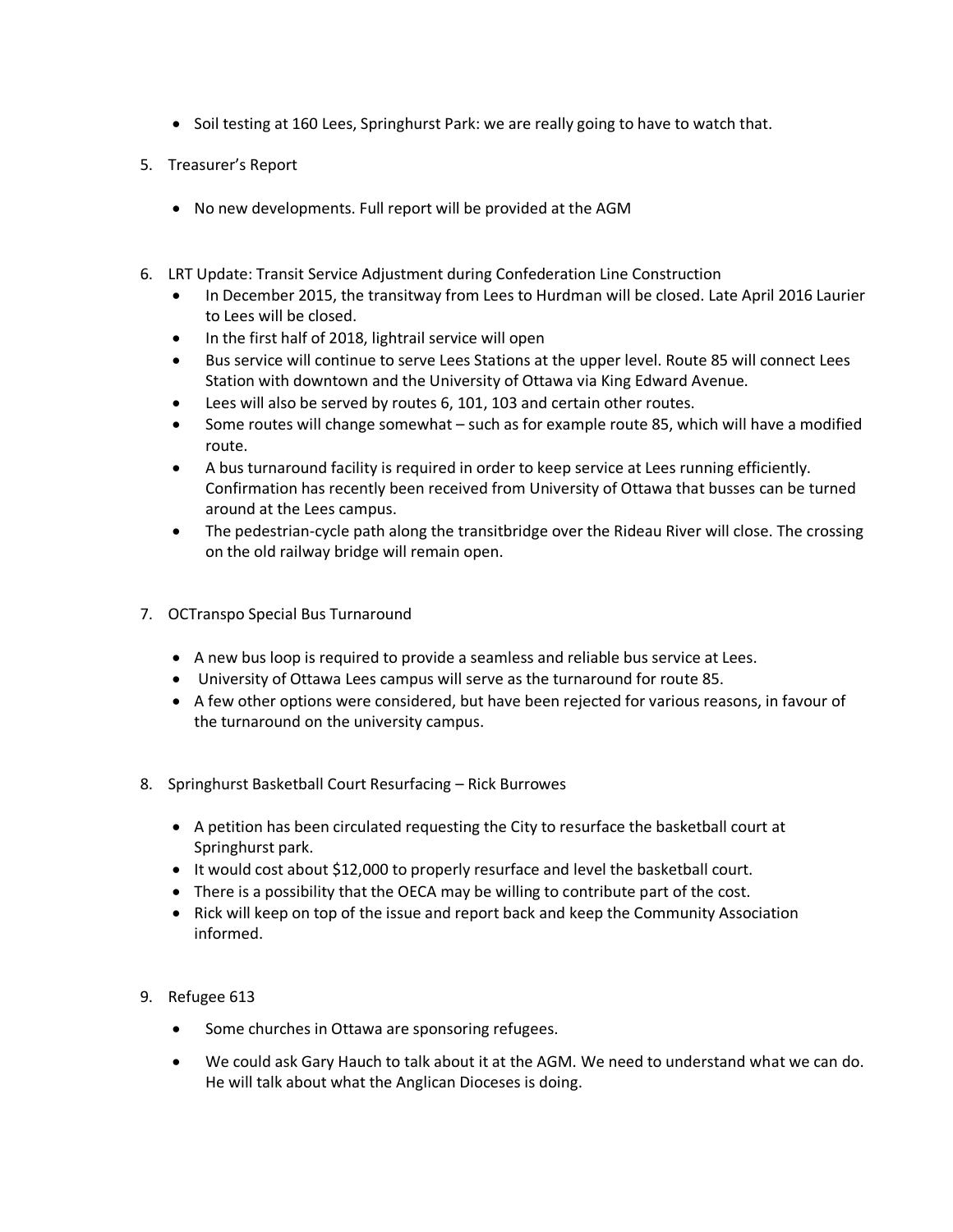- Soil testing at 160 Lees, Springhurst Park: we are really going to have to watch that.

5. Treasurer's Report

   - No new developments. Full report will be provided at the AGM

6. LRT Update: Transit Service Adjustment during Confederation Line Construction
   - In December 2015, the transitway from Lees to Hurdman will be closed. Late April 2016 Laurier to Lees will be closed.
   - In the first half of 2018, lightrail service will open
   - Bus service will continue to serve Lees Stations at the upper level. Route 85 will connect Lees Station with downtown and the University of Ottawa via King Edward Avenue.
   - Lees will also be served by routes 6, 101, 103 and certain other routes.
   - Some routes will change somewhat – such as for example route 85, which will have a modified route.
   - A bus turnaround facility is required in order to keep service at Lees running efficiently. Confirmation has recently been received from University of Ottawa that busses can be turned around at the Lees campus.
   - The pedestrian-cycle path along the transitbridge over the Rideau River will close. The crossing on the old railway bridge will remain open.

7. OCTranspo Special Bus Turnaround

   - A new bus loop is required to provide a seamless and reliable bus service at Lees.
   - University of Ottawa Lees campus will serve as the turnaround for route 85.
   - A few other options were considered, but have been rejected for various reasons, in favour of the turnaround on the university campus.

8. Springhurst Basketball Court Resurfacing – Rick Burrowes

   - A petition has been circulated requesting the City to resurface the basketball court at Springhurst park.
   - It would cost about $12,000 to properly resurface and level the basketball court.
   - There is a possibility that the OECA may be willing to contribute part of the cost.
   - Rick will keep on top of the issue and report back and keep the Community Association informed.

9. Refugee 613

   - Some churches in Ottawa are sponsoring refugees.
   - We could ask Gary Hauch to talk about it at the AGM. We need to understand what we can do. He will talk about what the Anglican Dioceses is doing.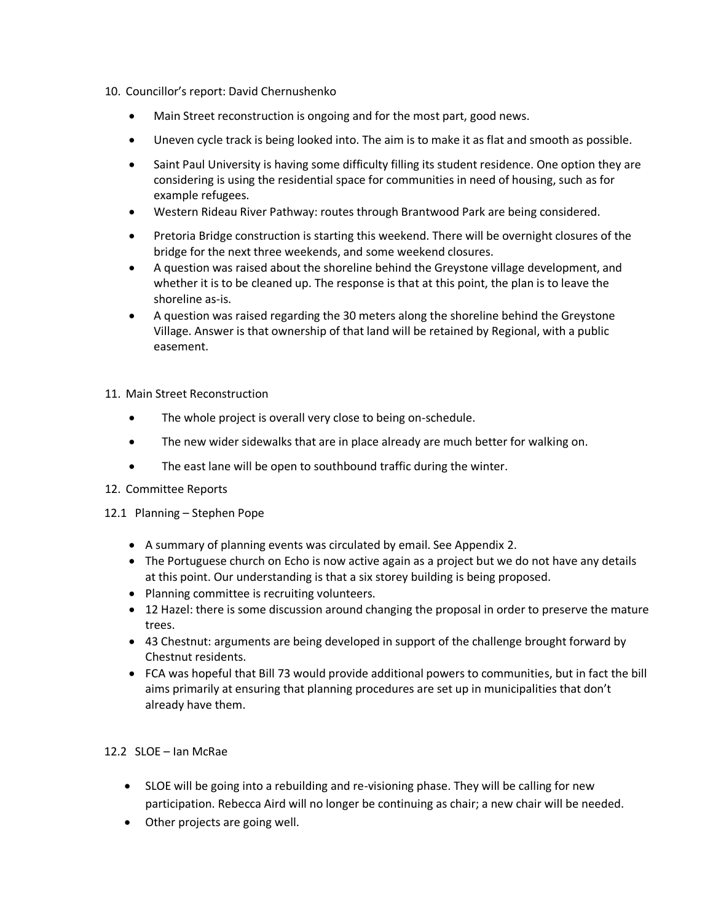10. Councillor's report: David Chernushenko

- Main Street reconstruction is ongoing and for the most part, good news.
- Uneven cycle track is being looked into. The aim is to make it as flat and smooth as possible.
- Saint Paul University is having some difficulty filling its student residence. One option they are considering is using the residential space for communities in need of housing, such as for example refugees.
- Western Rideau River Pathway: routes through Brantwood Park are being considered.
- Pretoria Bridge construction is starting this weekend. There will be overnight closures of the bridge for the next three weekends, and some weekend closures.
- A question was raised about the shoreline behind the Greystone village development, and whether it is to be cleaned up. The response is that at this point, the plan is to leave the shoreline as-is.
- A question was raised regarding the 30 meters along the shoreline behind the Greystone Village. Answer is that ownership of that land will be retained by Regional, with a public easement.

11. Main Street Reconstruction

- The whole project is overall very close to being on-schedule.
- The new wider sidewalks that are in place already are much better for walking on.
- The east lane will be open to southbound traffic during the winter.

12. Committee Reports

12.1 Planning – Stephen Pope

- A summary of planning events was circulated by email. See Appendix 2.
- The Portuguese church on Echo is now active again as a project but we do not have any details at this point. Our understanding is that a six storey building is being proposed.
- Planning committee is recruiting volunteers.
- 12 Hazel: there is some discussion around changing the proposal in order to preserve the mature trees.
- 43 Chestnut: arguments are being developed in support of the challenge brought forward by Chestnut residents.
- FCA was hopeful that Bill 73 would provide additional powers to communities, but in fact the bill aims primarily at ensuring that planning procedures are set up in municipalities that don't already have them.

12.2 SLOE – Ian McRae

- SLOE will be going into a rebuilding and re-visioning phase. They will be calling for new participation. Rebecca Aird will no longer be continuing as chair; a new chair will be needed.
- Other projects are going well.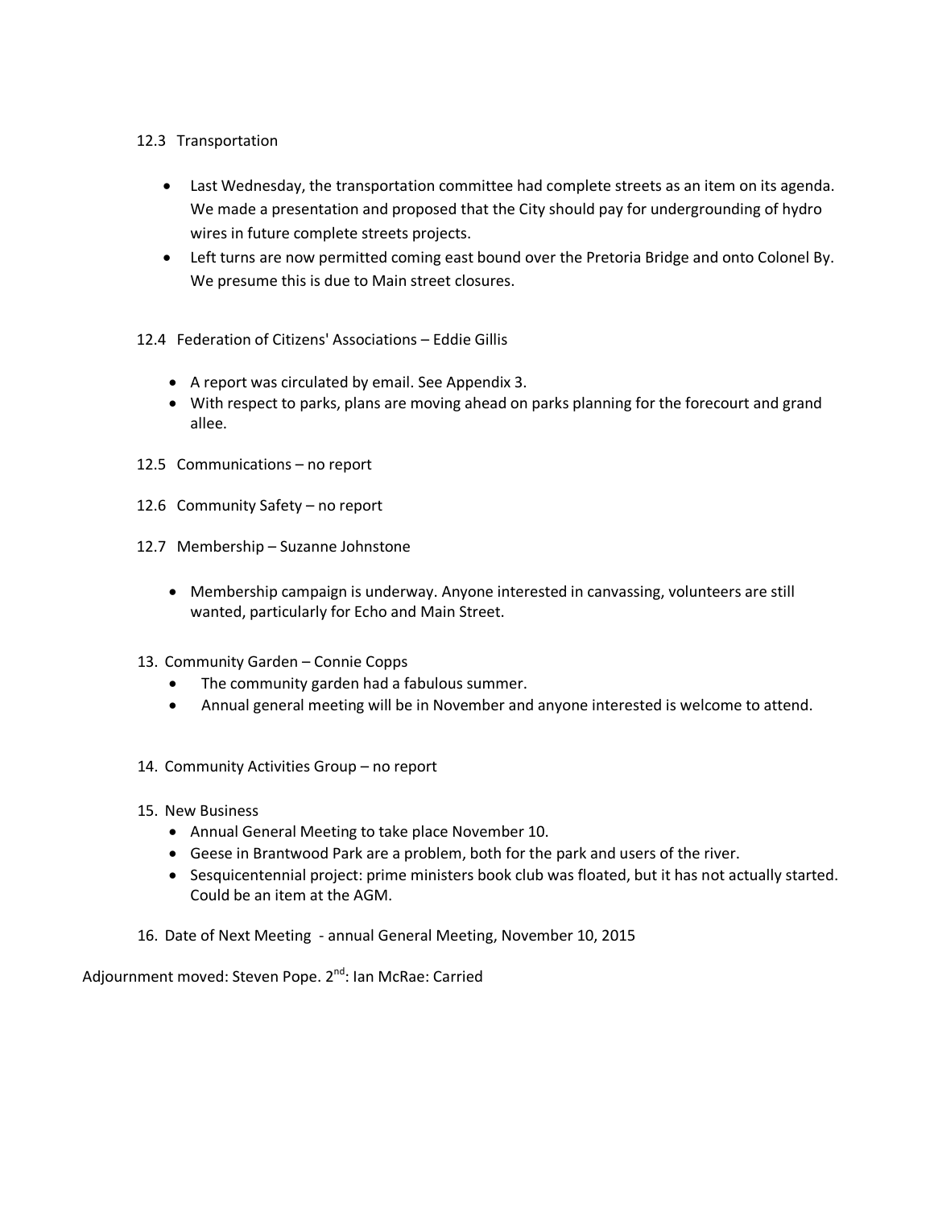12.3 Transportation

- Last Wednesday, the transportation committee had complete streets as an item on its agenda. We made a presentation and proposed that the City should pay for undergrounding of hydro wires in future complete streets projects.
- Left turns are now permitted coming east bound over the Pretoria Bridge and onto Colonel By. We presume this is due to Main street closures.

12.4 Federation of Citizens' Associations – Eddie Gillis

- A report was circulated by email. See Appendix 3.
- With respect to parks, plans are moving ahead on parks planning for the forecourt and grand allee.

12.5 Communications – no report

12.6 Community Safety – no report

12.7 Membership – Suzanne Johnstone

- Membership campaign is underway. Anyone interested in canvassing, volunteers are still wanted, particularly for Echo and Main Street.

13. Community Garden – Connie Copps
    - The community garden had a fabulous summer.
    - Annual general meeting will be in November and anyone interested is welcome to attend.

14. Community Activities Group – no report

15. New Business
    - Annual General Meeting to take place November 10.
    - Geese in Brantwood Park are a problem, both for the park and users of the river.
    - Sesquicentennial project: prime ministers book club was floated, but it has not actually started. Could be an item at the AGM.

16. Date of Next Meeting - annual General Meeting, November 10, 2015

Adjournment moved: Steven Pope. 2nd: Ian McRae: Carried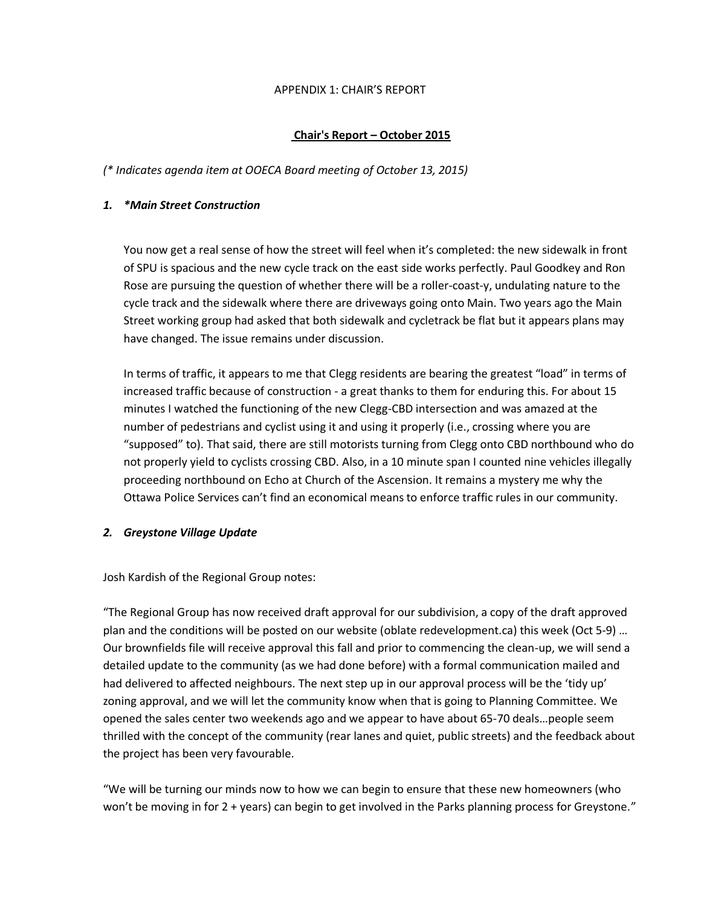APPENDIX 1: CHAIR'S REPORT

## **Chair's Report – October 2015**

*(* Indicates agenda item at OOECA Board meeting of October 13, 2015)*

### *1. *Main Street Construction*

You now get a real sense of how the street will feel when it's completed: the new sidewalk in front of SPU is spacious and the new cycle track on the east side works perfectly. Paul Goodkey and Ron Rose are pursuing the question of whether there will be a roller-coast-y, undulating nature to the cycle track and the sidewalk where there are driveways going onto Main. Two years ago the Main Street working group had asked that both sidewalk and cycletrack be flat but it appears plans may have changed. The issue remains under discussion.

In terms of traffic, it appears to me that Clegg residents are bearing the greatest "load" in terms of increased traffic because of construction - a great thanks to them for enduring this. For about 15 minutes I watched the functioning of the new Clegg-CBD intersection and was amazed at the number of pedestrians and cyclist using it and using it properly (i.e., crossing where you are "supposed" to). That said, there are still motorists turning from Clegg onto CBD northbound who do not properly yield to cyclists crossing CBD. Also, in a 10 minute span I counted nine vehicles illegally proceeding northbound on Echo at Church of the Ascension. It remains a mystery me why the Ottawa Police Services can't find an economical means to enforce traffic rules in our community.

### *2. Greystone Village Update*

Josh Kardish of the Regional Group notes:

"The Regional Group has now received draft approval for our subdivision, a copy of the draft approved plan and the conditions will be posted on our website (oblate redevelopment.ca) this week (Oct 5-9) … Our brownfields file will receive approval this fall and prior to commencing the clean-up, we will send a detailed update to the community (as we had done before) with a formal communication mailed and had delivered to affected neighbours. The next step up in our approval process will be the 'tidy up' zoning approval, and we will let the community know when that is going to Planning Committee. We opened the sales center two weekends ago and we appear to have about 65-70 deals…people seem thrilled with the concept of the community (rear lanes and quiet, public streets) and the feedback about the project has been very favourable.

"We will be turning our minds now to how we can begin to ensure that these new homeowners (who won't be moving in for 2 + years) can begin to get involved in the Parks planning process for Greystone."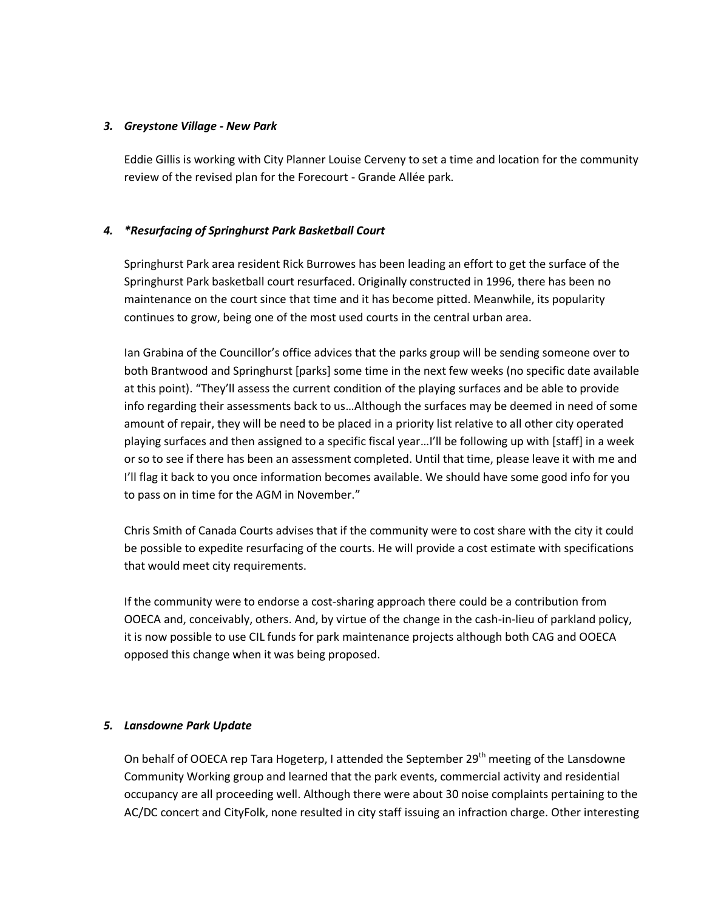### *3. Greystone Village - New Park*

Eddie Gillis is working with City Planner Louise Cerveny to set a time and location for the community review of the revised plan for the Forecourt - Grande Allée park.

### *4. *Resurfacing of Springhurst Park Basketball Court*

Springhurst Park area resident Rick Burrowes has been leading an effort to get the surface of the Springhurst Park basketball court resurfaced. Originally constructed in 1996, there has been no maintenance on the court since that time and it has become pitted. Meanwhile, its popularity continues to grow, being one of the most used courts in the central urban area.

Ian Grabina of the Councillor's office advices that the parks group will be sending someone over to both Brantwood and Springhurst [parks] some time in the next few weeks (no specific date available at this point). "They'll assess the current condition of the playing surfaces and be able to provide info regarding their assessments back to us…Although the surfaces may be deemed in need of some amount of repair, they will be need to be placed in a priority list relative to all other city operated playing surfaces and then assigned to a specific fiscal year…I'll be following up with [staff] in a week or so to see if there has been an assessment completed. Until that time, please leave it with me and I'll flag it back to you once information becomes available. We should have some good info for you to pass on in time for the AGM in November."

Chris Smith of Canada Courts advises that if the community were to cost share with the city it could be possible to expedite resurfacing of the courts. He will provide a cost estimate with specifications that would meet city requirements.

If the community were to endorse a cost-sharing approach there could be a contribution from OOECA and, conceivably, others. And, by virtue of the change in the cash-in-lieu of parkland policy, it is now possible to use CIL funds for park maintenance projects although both CAG and OOECA opposed this change when it was being proposed.

### *5. Lansdowne Park Update*

On behalf of OOECA rep Tara Hogeterp, I attended the September 29th meeting of the Lansdowne Community Working group and learned that the park events, commercial activity and residential occupancy are all proceeding well. Although there were about 30 noise complaints pertaining to the AC/DC concert and CityFolk, none resulted in city staff issuing an infraction charge. Other interesting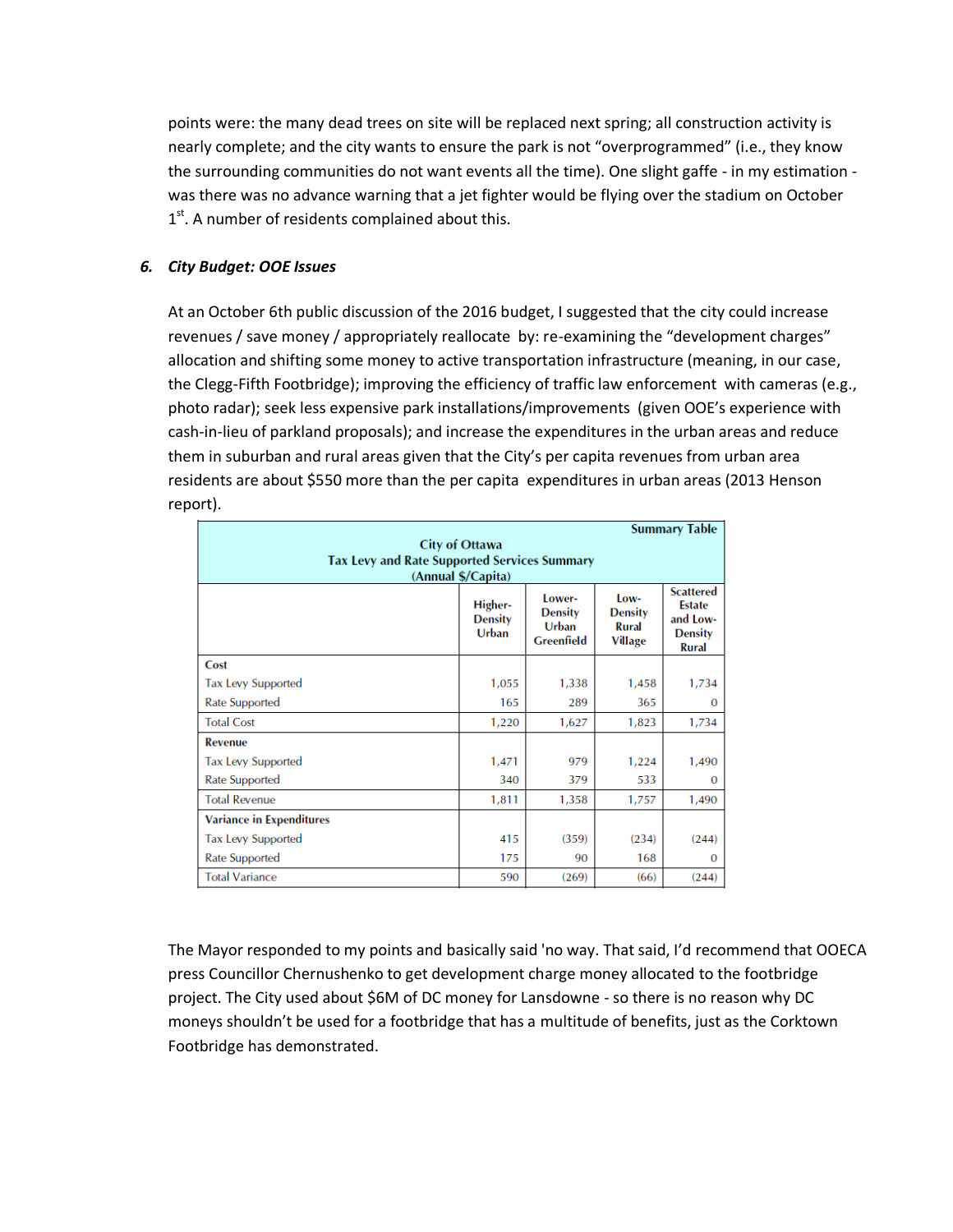points were: the many dead trees on site will be replaced next spring; all construction activity is nearly complete; and the city wants to ensure the park is not "overprogrammed" (i.e., they know the surrounding communities do not want events all the time). One slight gaffe - in my estimation - was there was no advance warning that a jet fighter would be flying over the stadium on October 1st. A number of residents complained about this.

### *6. City Budget: OOE Issues*

At an October 6th public discussion of the 2016 budget, I suggested that the city could increase revenues / save money / appropriately reallocate by: re-examining the "development charges" allocation and shifting some money to active transportation infrastructure (meaning, in our case, the Clegg-Fifth Footbridge); improving the efficiency of traffic law enforcement with cameras (e.g., photo radar); seek less expensive park installations/improvements (given OOE's experience with cash-in-lieu of parkland proposals); and increase the expenditures in the urban areas and reduce them in suburban and rural areas given that the City's per capita revenues from urban area residents are about $550 more than the per capita expenditures in urban areas (2013 Henson report).

**Summary Table**

**City of Ottawa**
**Tax Levy and Rate Supported Services Summary**
**(Annual $/Capita)**

| | Higher-Density Urban | Lower-Density Urban Greenfield | Low-Density Rural Village | Scattered Estate and Low-Density Rural |
|---|---|---|---|---|
| **Cost** | | | | |
| Tax Levy Supported | 1,055 | 1,338 | 1,458 | 1,734 |
| Rate Supported | 165 | 289 | 365 | 0 |
| Total Cost | 1,220 | 1,627 | 1,823 | 1,734 |
| **Revenue** | | | | |
| Tax Levy Supported | 1,471 | 979 | 1,224 | 1,490 |
| Rate Supported | 340 | 379 | 533 | 0 |
| Total Revenue | 1,811 | 1,358 | 1,757 | 1,490 |
| **Variance in Expenditures** | | | | |
| Tax Levy Supported | 415 | (359) | (234) | (244) |
| Rate Supported | 175 | 90 | 168 | 0 |
| Total Variance | 590 | (269) | (66) | (244) |

The Mayor responded to my points and basically said 'no way. That said, I'd recommend that OOECA press Councillor Chernushenko to get development charge money allocated to the footbridge project. The City used about $6M of DC money for Lansdowne - so there is no reason why DC moneys shouldn't be used for a footbridge that has a multitude of benefits, just as the Corktown Footbridge has demonstrated.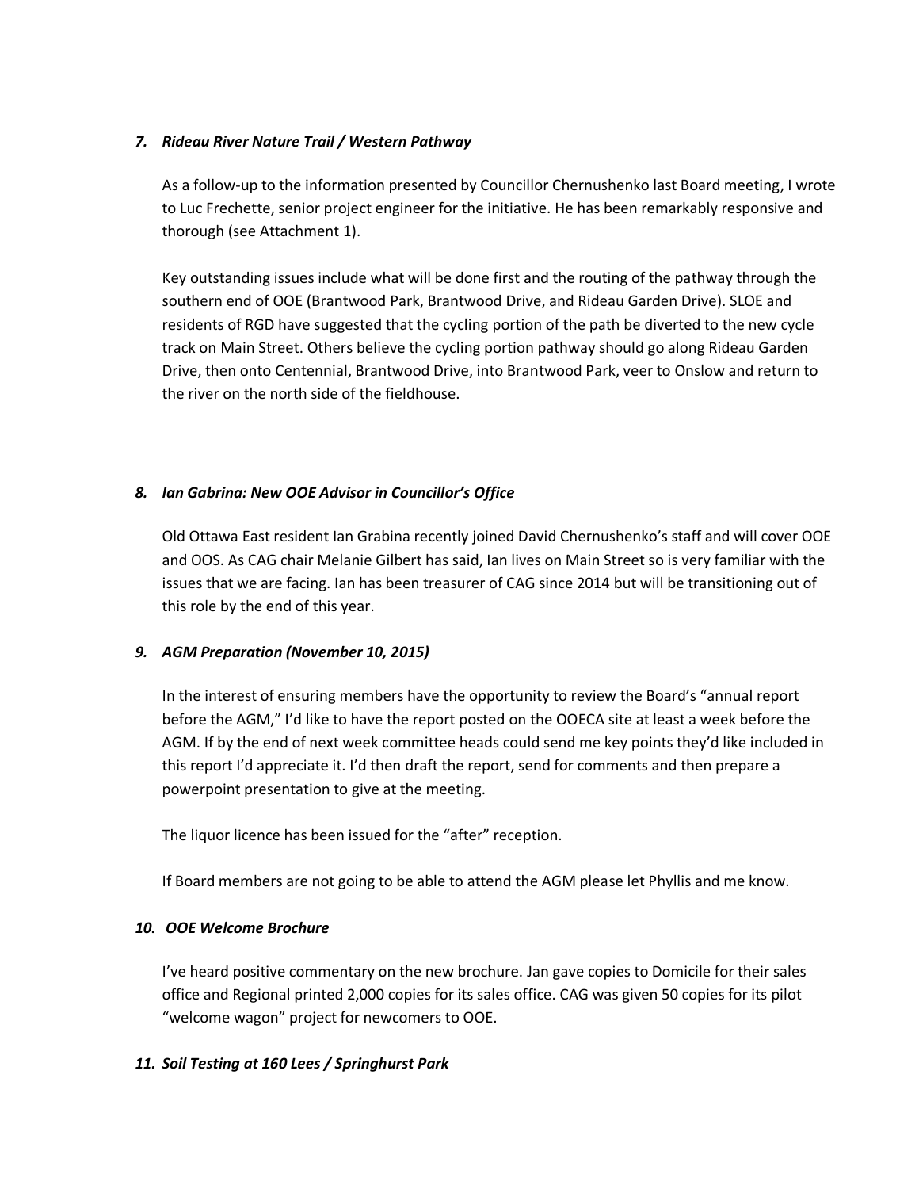### *7. Rideau River Nature Trail / Western Pathway*

As a follow-up to the information presented by Councillor Chernushenko last Board meeting, I wrote to Luc Frechette, senior project engineer for the initiative. He has been remarkably responsive and thorough (see Attachment 1).

Key outstanding issues include what will be done first and the routing of the pathway through the southern end of OOE (Brantwood Park, Brantwood Drive, and Rideau Garden Drive). SLOE and residents of RGD have suggested that the cycling portion of the path be diverted to the new cycle track on Main Street. Others believe the cycling portion pathway should go along Rideau Garden Drive, then onto Centennial, Brantwood Drive, into Brantwood Park, veer to Onslow and return to the river on the north side of the fieldhouse.

### *8. Ian Gabrina: New OOE Advisor in Councillor's Office*

Old Ottawa East resident Ian Grabina recently joined David Chernushenko's staff and will cover OOE and OOS. As CAG chair Melanie Gilbert has said, Ian lives on Main Street so is very familiar with the issues that we are facing. Ian has been treasurer of CAG since 2014 but will be transitioning out of this role by the end of this year.

### *9. AGM Preparation (November 10, 2015)*

In the interest of ensuring members have the opportunity to review the Board's "annual report before the AGM," I'd like to have the report posted on the OOECA site at least a week before the AGM. If by the end of next week committee heads could send me key points they'd like included in this report I'd appreciate it. I'd then draft the report, send for comments and then prepare a powerpoint presentation to give at the meeting.

The liquor licence has been issued for the "after" reception.

If Board members are not going to be able to attend the AGM please let Phyllis and me know.

### *10. OOE Welcome Brochure*

I've heard positive commentary on the new brochure. Jan gave copies to Domicile for their sales office and Regional printed 2,000 copies for its sales office. CAG was given 50 copies for its pilot "welcome wagon" project for newcomers to OOE.

### *11. Soil Testing at 160 Lees / Springhurst Park*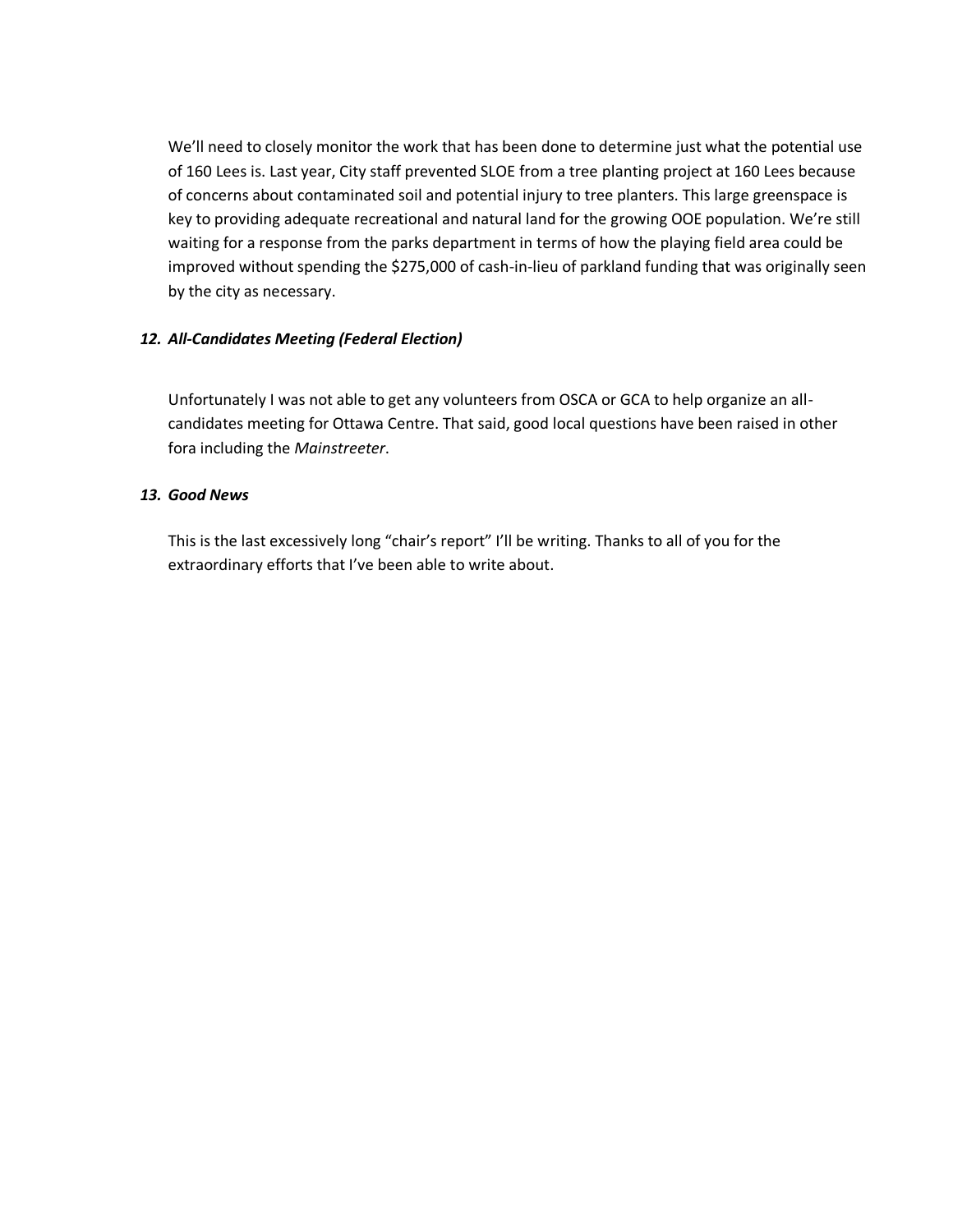We'll need to closely monitor the work that has been done to determine just what the potential use of 160 Lees is. Last year, City staff prevented SLOE from a tree planting project at 160 Lees because of concerns about contaminated soil and potential injury to tree planters. This large greenspace is key to providing adequate recreational and natural land for the growing OOE population. We're still waiting for a response from the parks department in terms of how the playing field area could be improved without spending the $275,000 of cash-in-lieu of parkland funding that was originally seen by the city as necessary.

### *12. All-Candidates Meeting (Federal Election)*

Unfortunately I was not able to get any volunteers from OSCA or GCA to help organize an all-candidates meeting for Ottawa Centre. That said, good local questions have been raised in other fora including the *Mainstreeter*.

### *13. Good News*

This is the last excessively long "chair's report" I'll be writing. Thanks to all of you for the extraordinary efforts that I've been able to write about.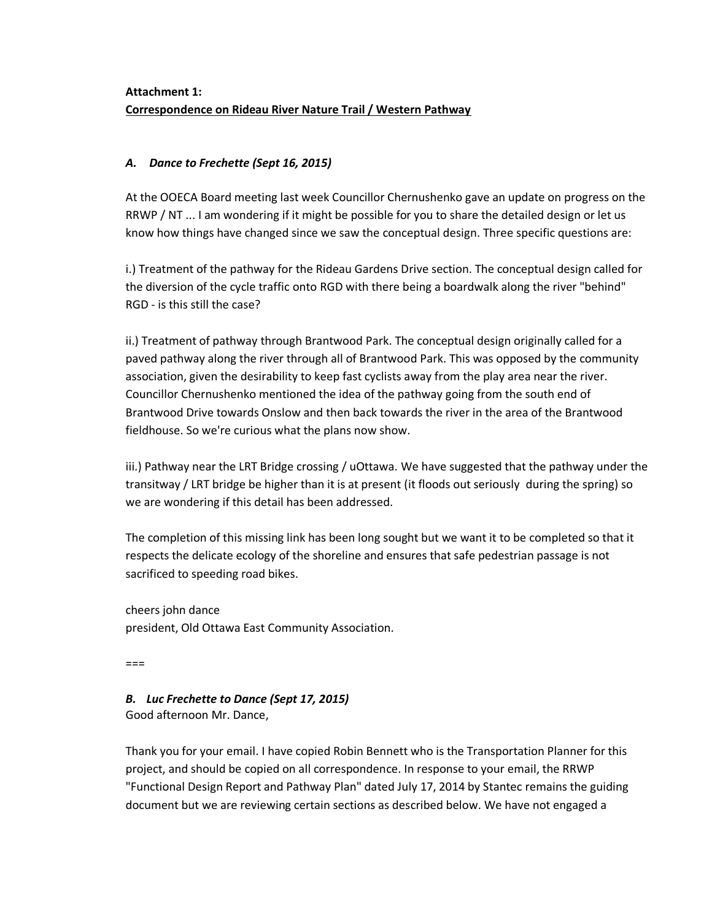**Attachment 1:**
**Correspondence on Rideau River Nature Trail / Western Pathway**

### *A. Dance to Frechette (Sept 16, 2015)*

At the OOECA Board meeting last week Councillor Chernushenko gave an update on progress on the RRWP / NT ... I am wondering if it might be possible for you to share the detailed design or let us know how things have changed since we saw the conceptual design. Three specific questions are:

i.) Treatment of the pathway for the Rideau Gardens Drive section. The conceptual design called for the diversion of the cycle traffic onto RGD with there being a boardwalk along the river "behind" RGD - is this still the case?

ii.) Treatment of pathway through Brantwood Park. The conceptual design originally called for a paved pathway along the river through all of Brantwood Park. This was opposed by the community association, given the desirability to keep fast cyclists away from the play area near the river. Councillor Chernushenko mentioned the idea of the pathway going from the south end of Brantwood Drive towards Onslow and then back towards the river in the area of the Brantwood fieldhouse. So we're curious what the plans now show.

iii.) Pathway near the LRT Bridge crossing / uOttawa. We have suggested that the pathway under the transitway / LRT bridge be higher than it is at present (it floods out seriously during the spring) so we are wondering if this detail has been addressed.

The completion of this missing link has been long sought but we want it to be completed so that it respects the delicate ecology of the shoreline and ensures that safe pedestrian passage is not sacrificed to speeding road bikes.

cheers john dance
president, Old Ottawa East Community Association.

===

### *B. Luc Frechette to Dance (Sept 17, 2015)*

Good afternoon Mr. Dance,

Thank you for your email. I have copied Robin Bennett who is the Transportation Planner for this project, and should be copied on all correspondence. In response to your email, the RRWP "Functional Design Report and Pathway Plan" dated July 17, 2014 by Stantec remains the guiding document but we are reviewing certain sections as described below. We have not engaged a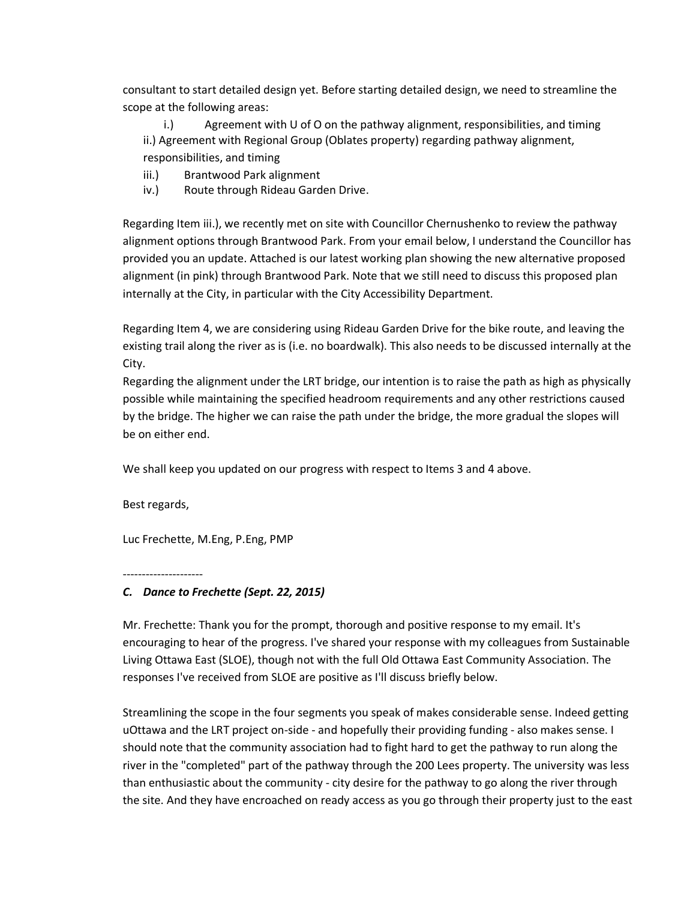consultant to start detailed design yet. Before starting detailed design, we need to streamline the scope at the following areas:

i.) Agreement with U of O on the pathway alignment, responsibilities, and timing
ii.) Agreement with Regional Group (Oblates property) regarding pathway alignment, responsibilities, and timing
iii.) Brantwood Park alignment
iv.) Route through Rideau Garden Drive.

Regarding Item iii.), we recently met on site with Councillor Chernushenko to review the pathway alignment options through Brantwood Park. From your email below, I understand the Councillor has provided you an update. Attached is our latest working plan showing the new alternative proposed alignment (in pink) through Brantwood Park. Note that we still need to discuss this proposed plan internally at the City, in particular with the City Accessibility Department.

Regarding Item 4, we are considering using Rideau Garden Drive for the bike route, and leaving the existing trail along the river as is (i.e. no boardwalk). This also needs to be discussed internally at the City.
Regarding the alignment under the LRT bridge, our intention is to raise the path as high as physically possible while maintaining the specified headroom requirements and any other restrictions caused by the bridge. The higher we can raise the path under the bridge, the more gradual the slopes will be on either end.

We shall keep you updated on our progress with respect to Items 3 and 4 above.

Best regards,

Luc Frechette, M.Eng, P.Eng, PMP

---------------------

### *C. Dance to Frechette (Sept. 22, 2015)*

Mr. Frechette: Thank you for the prompt, thorough and positive response to my email. It's encouraging to hear of the progress. I've shared your response with my colleagues from Sustainable Living Ottawa East (SLOE), though not with the full Old Ottawa East Community Association. The responses I've received from SLOE are positive as I'll discuss briefly below.

Streamlining the scope in the four segments you speak of makes considerable sense. Indeed getting uOttawa and the LRT project on-side - and hopefully their providing funding - also makes sense. I should note that the community association had to fight hard to get the pathway to run along the river in the "completed" part of the pathway through the 200 Lees property. The university was less than enthusiastic about the community - city desire for the pathway to go along the river through the site. And they have encroached on ready access as you go through their property just to the east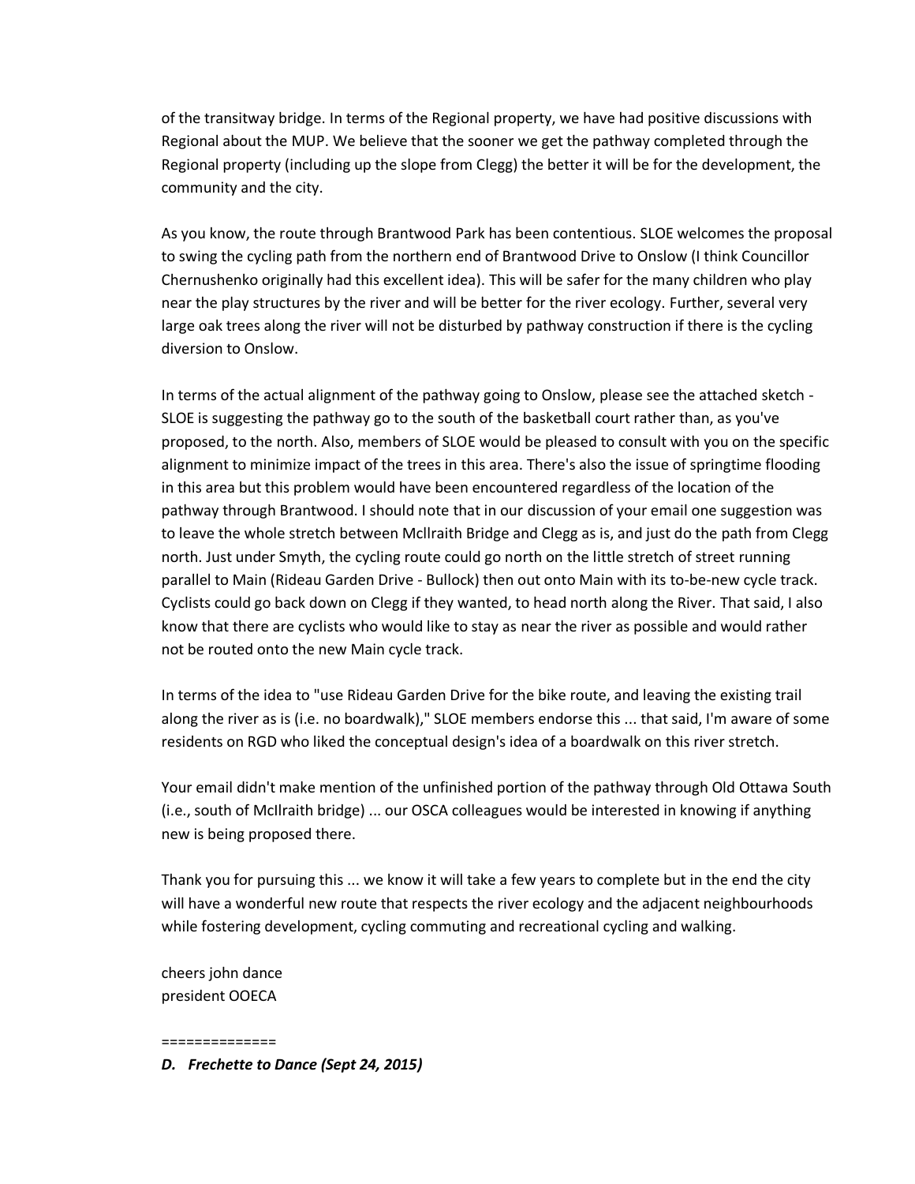of the transitway bridge. In terms of the Regional property, we have had positive discussions with Regional about the MUP. We believe that the sooner we get the pathway completed through the Regional property (including up the slope from Clegg) the better it will be for the development, the community and the city.

As you know, the route through Brantwood Park has been contentious. SLOE welcomes the proposal to swing the cycling path from the northern end of Brantwood Drive to Onslow (I think Councillor Chernushenko originally had this excellent idea). This will be safer for the many children who play near the play structures by the river and will be better for the river ecology. Further, several very large oak trees along the river will not be disturbed by pathway construction if there is the cycling diversion to Onslow.

In terms of the actual alignment of the pathway going to Onslow, please see the attached sketch - SLOE is suggesting the pathway go to the south of the basketball court rather than, as you've proposed, to the north. Also, members of SLOE would be pleased to consult with you on the specific alignment to minimize impact of the trees in this area. There's also the issue of springtime flooding in this area but this problem would have been encountered regardless of the location of the pathway through Brantwood. I should note that in our discussion of your email one suggestion was to leave the whole stretch between McIlraith Bridge and Clegg as is, and just do the path from Clegg north. Just under Smyth, the cycling route could go north on the little stretch of street running parallel to Main (Rideau Garden Drive - Bullock) then out onto Main with its to-be-new cycle track. Cyclists could go back down on Clegg if they wanted, to head north along the River. That said, I also know that there are cyclists who would like to stay as near the river as possible and would rather not be routed onto the new Main cycle track.

In terms of the idea to "use Rideau Garden Drive for the bike route, and leaving the existing trail along the river as is (i.e. no boardwalk)," SLOE members endorse this ... that said, I'm aware of some residents on RGD who liked the conceptual design's idea of a boardwalk on this river stretch.

Your email didn't make mention of the unfinished portion of the pathway through Old Ottawa South (i.e., south of McIlraith bridge) ... our OSCA colleagues would be interested in knowing if anything new is being proposed there.

Thank you for pursuing this ... we know it will take a few years to complete but in the end the city will have a wonderful new route that respects the river ecology and the adjacent neighbourhoods while fostering development, cycling commuting and recreational cycling and walking.

cheers john dance
president OOECA

==============

***D. Frechette to Dance (Sept 24, 2015)***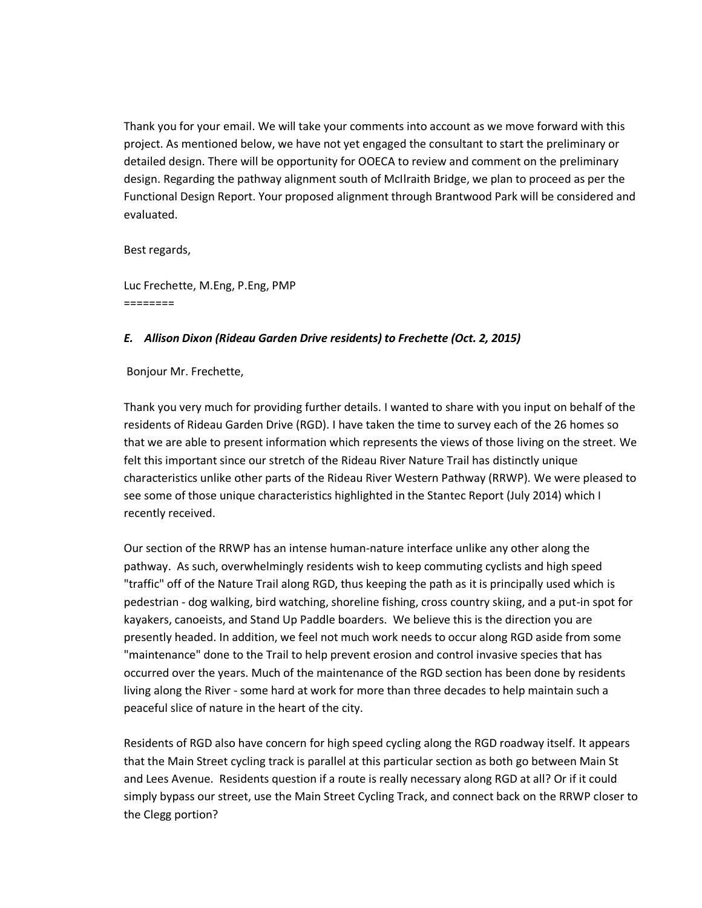Thank you for your email. We will take your comments into account as we move forward with this project. As mentioned below, we have not yet engaged the consultant to start the preliminary or detailed design. There will be opportunity for OOECA to review and comment on the preliminary design. Regarding the pathway alignment south of McIlraith Bridge, we plan to proceed as per the Functional Design Report. Your proposed alignment through Brantwood Park will be considered and evaluated.

Best regards,

Luc Frechette, M.Eng, P.Eng, PMP
========

### *E. Allison Dixon (Rideau Garden Drive residents) to Frechette (Oct. 2, 2015)*

Bonjour Mr. Frechette,

Thank you very much for providing further details. I wanted to share with you input on behalf of the residents of Rideau Garden Drive (RGD). I have taken the time to survey each of the 26 homes so that we are able to present information which represents the views of those living on the street. We felt this important since our stretch of the Rideau River Nature Trail has distinctly unique characteristics unlike other parts of the Rideau River Western Pathway (RRWP). We were pleased to see some of those unique characteristics highlighted in the Stantec Report (July 2014) which I recently received.

Our section of the RRWP has an intense human-nature interface unlike any other along the pathway. As such, overwhelmingly residents wish to keep commuting cyclists and high speed "traffic" off of the Nature Trail along RGD, thus keeping the path as it is principally used which is pedestrian - dog walking, bird watching, shoreline fishing, cross country skiing, and a put-in spot for kayakers, canoeists, and Stand Up Paddle boarders. We believe this is the direction you are presently headed. In addition, we feel not much work needs to occur along RGD aside from some "maintenance" done to the Trail to help prevent erosion and control invasive species that has occurred over the years. Much of the maintenance of the RGD section has been done by residents living along the River - some hard at work for more than three decades to help maintain such a peaceful slice of nature in the heart of the city.

Residents of RGD also have concern for high speed cycling along the RGD roadway itself. It appears that the Main Street cycling track is parallel at this particular section as both go between Main St and Lees Avenue. Residents question if a route is really necessary along RGD at all? Or if it could simply bypass our street, use the Main Street Cycling Track, and connect back on the RRWP closer to the Clegg portion?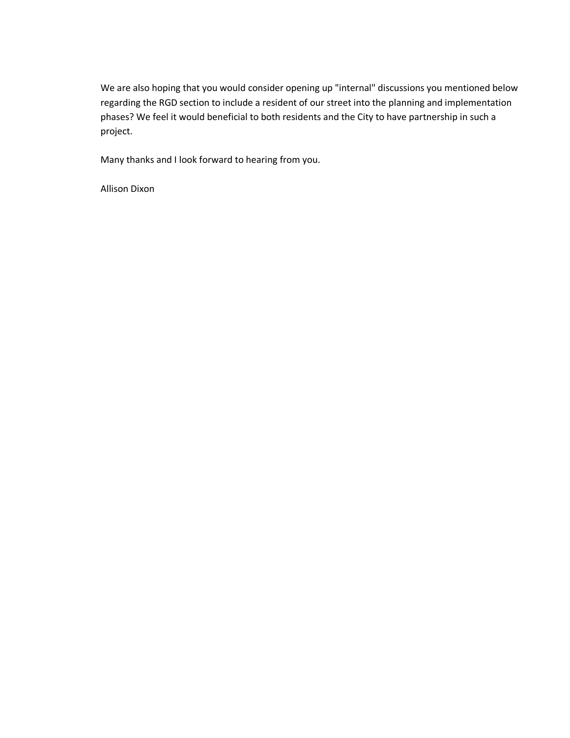We are also hoping that you would consider opening up "internal" discussions you mentioned below regarding the RGD section to include a resident of our street into the planning and implementation phases? We feel it would beneficial to both residents and the City to have partnership in such a project.

Many thanks and I look forward to hearing from you.

Allison Dixon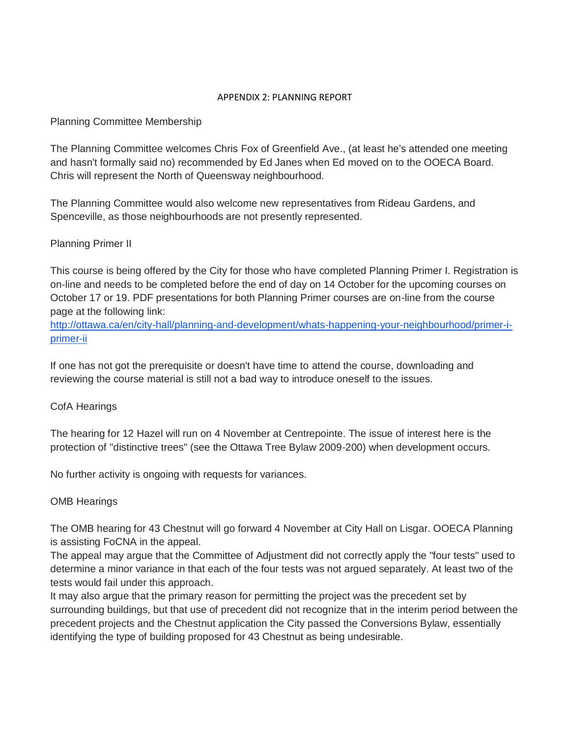# APPENDIX 2: PLANNING REPORT

## Planning Committee Membership

The Planning Committee welcomes Chris Fox of Greenfield Ave., (at least he's attended one meeting and hasn't formally said no) recommended by Ed Janes when Ed moved on to the OOECA Board. Chris will represent the North of Queensway neighbourhood.

The Planning Committee would also welcome new representatives from Rideau Gardens, and Spenceville, as those neighbourhoods are not presently represented.

## Planning Primer II

This course is being offered by the City for those who have completed Planning Primer I. Registration is on-line and needs to be completed before the end of day on 14 October for the upcoming courses on October 17 or 19. PDF presentations for both Planning Primer courses are on-line from the course page at the following link:
http://ottawa.ca/en/city-hall/planning-and-development/whats-happening-your-neighbourhood/primer-i-primer-ii

If one has not got the prerequisite or doesn't have time to attend the course, downloading and reviewing the course material is still not a bad way to introduce oneself to the issues.

## CofA Hearings

The hearing for 12 Hazel will run on 4 November at Centrepointe. The issue of interest here is the protection of "distinctive trees" (see the Ottawa Tree Bylaw 2009-200) when development occurs.

No further activity is ongoing with requests for variances.

## OMB Hearings

The OMB hearing for 43 Chestnut will go forward 4 November at City Hall on Lisgar. OOECA Planning is assisting FoCNA in the appeal.
The appeal may argue that the Committee of Adjustment did not correctly apply the "four tests" used to determine a minor variance in that each of the four tests was not argued separately. At least two of the tests would fail under this approach.
It may also argue that the primary reason for permitting the project was the precedent set by surrounding buildings, but that use of precedent did not recognize that in the interim period between the precedent projects and the Chestnut application the City passed the Conversions Bylaw, essentially identifying the type of building proposed for 43 Chestnut as being undesirable.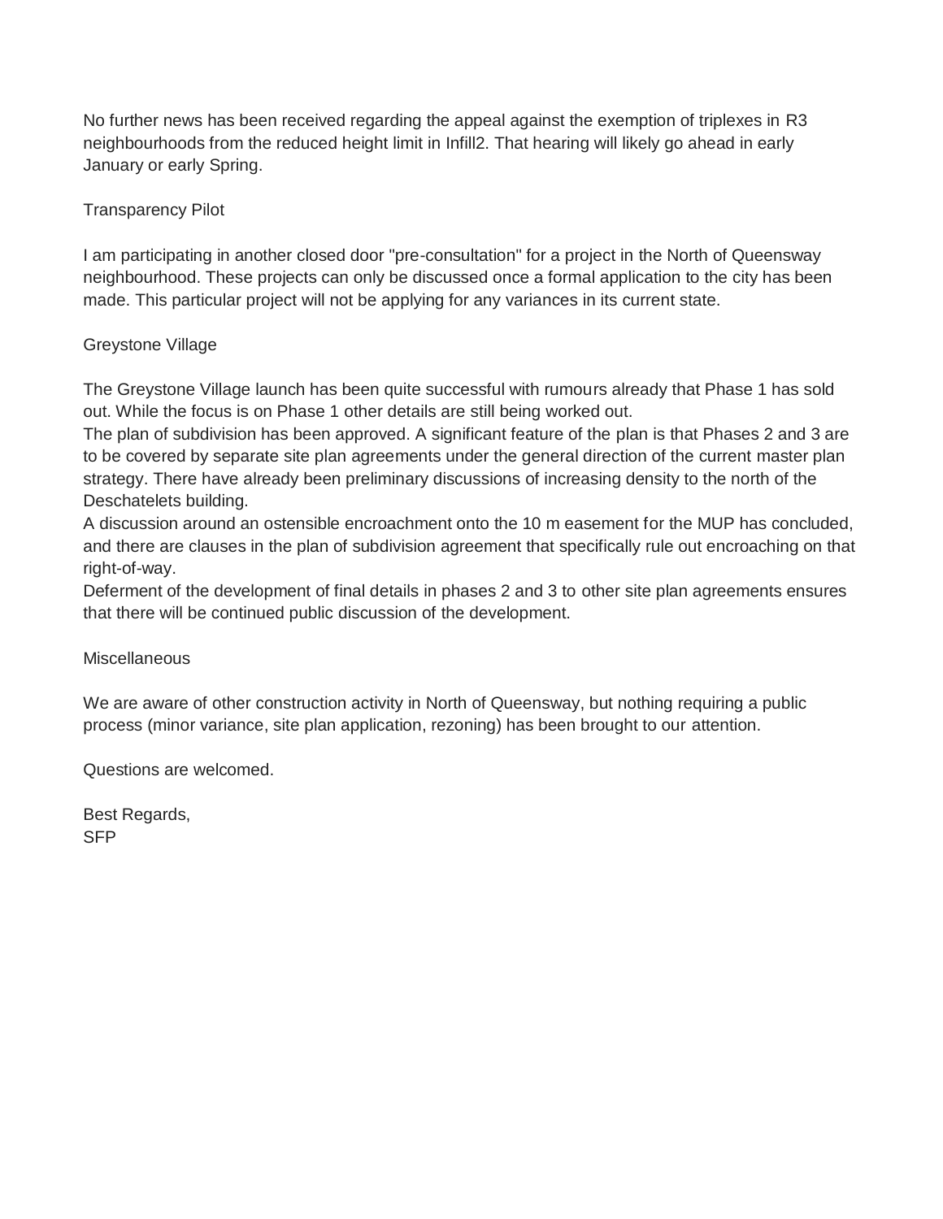No further news has been received regarding the appeal against the exemption of triplexes in R3 neighbourhoods from the reduced height limit in Infill2. That hearing will likely go ahead in early January or early Spring.

## Transparency Pilot

I am participating in another closed door "pre-consultation" for a project in the North of Queensway neighbourhood. These projects can only be discussed once a formal application to the city has been made. This particular project will not be applying for any variances in its current state.

## Greystone Village

The Greystone Village launch has been quite successful with rumours already that Phase 1 has sold out. While the focus is on Phase 1 other details are still being worked out.

The plan of subdivision has been approved. A significant feature of the plan is that Phases 2 and 3 are to be covered by separate site plan agreements under the general direction of the current master plan strategy. There have already been preliminary discussions of increasing density to the north of the Deschatelets building.

A discussion around an ostensible encroachment onto the 10 m easement for the MUP has concluded, and there are clauses in the plan of subdivision agreement that specifically rule out encroaching on that right-of-way.

Deferment of the development of final details in phases 2 and 3 to other site plan agreements ensures that there will be continued public discussion of the development.

## Miscellaneous

We are aware of other construction activity in North of Queensway, but nothing requiring a public process (minor variance, site plan application, rezoning) has been brought to our attention.

Questions are welcomed.

Best Regards,
SFP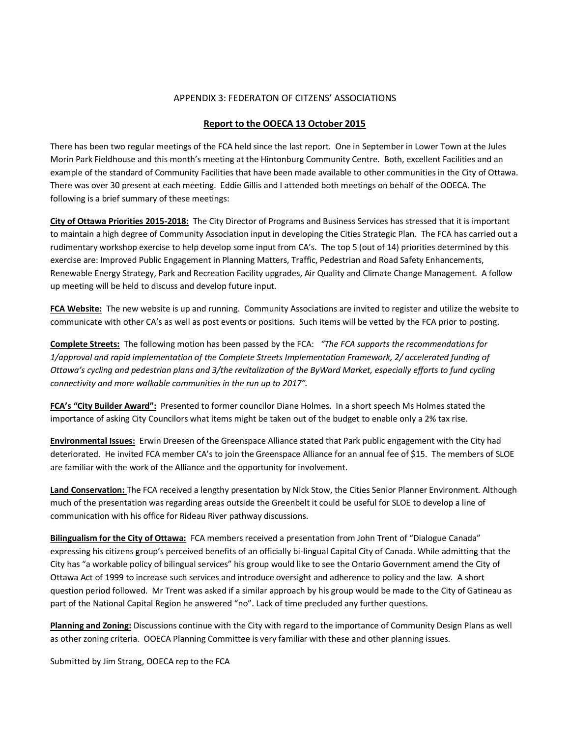APPENDIX 3: FEDERATON OF CITZENS' ASSOCIATIONS

## Report to the OOECA 13 October 2015

There has been two regular meetings of the FCA held since the last report. One in September in Lower Town at the Jules Morin Park Fieldhouse and this month's meeting at the Hintonburg Community Centre. Both, excellent Facilities and an example of the standard of Community Facilities that have been made available to other communities in the City of Ottawa. There was over 30 present at each meeting. Eddie Gillis and I attended both meetings on behalf of the OOECA. The following is a brief summary of these meetings:

**City of Ottawa Priorities 2015-2018:** The City Director of Programs and Business Services has stressed that it is important to maintain a high degree of Community Association input in developing the Cities Strategic Plan. The FCA has carried out a rudimentary workshop exercise to help develop some input from CA's. The top 5 (out of 14) priorities determined by this exercise are: Improved Public Engagement in Planning Matters, Traffic, Pedestrian and Road Safety Enhancements, Renewable Energy Strategy, Park and Recreation Facility upgrades, Air Quality and Climate Change Management. A follow up meeting will be held to discuss and develop future input.

**FCA Website:** The new website is up and running. Community Associations are invited to register and utilize the website to communicate with other CA's as well as post events or positions. Such items will be vetted by the FCA prior to posting.

**Complete Streets:** The following motion has been passed by the FCA: *"The FCA supports the recommendations for 1/approval and rapid implementation of the Complete Streets Implementation Framework, 2/ accelerated funding of Ottawa's cycling and pedestrian plans and 3/the revitalization of the ByWard Market, especially efforts to fund cycling connectivity and more walkable communities in the run up to 2017".*

**FCA's "City Builder Award":** Presented to former councilor Diane Holmes. In a short speech Ms Holmes stated the importance of asking City Councilors what items might be taken out of the budget to enable only a 2% tax rise.

**Environmental Issues:** Erwin Dreesen of the Greenspace Alliance stated that Park public engagement with the City had deteriorated. He invited FCA member CA's to join the Greenspace Alliance for an annual fee of $15. The members of SLOE are familiar with the work of the Alliance and the opportunity for involvement.

**Land Conservation:** The FCA received a lengthy presentation by Nick Stow, the Cities Senior Planner Environment. Although much of the presentation was regarding areas outside the Greenbelt it could be useful for SLOE to develop a line of communication with his office for Rideau River pathway discussions.

**Bilingualism for the City of Ottawa:** FCA members received a presentation from John Trent of "Dialogue Canada" expressing his citizens group's perceived benefits of an officially bi-lingual Capital City of Canada. While admitting that the City has "a workable policy of bilingual services" his group would like to see the Ontario Government amend the City of Ottawa Act of 1999 to increase such services and introduce oversight and adherence to policy and the law. A short question period followed. Mr Trent was asked if a similar approach by his group would be made to the City of Gatineau as part of the National Capital Region he answered "no". Lack of time precluded any further questions.

**Planning and Zoning:** Discussions continue with the City with regard to the importance of Community Design Plans as well as other zoning criteria. OOECA Planning Committee is very familiar with these and other planning issues.

Submitted by Jim Strang, OOECA rep to the FCA